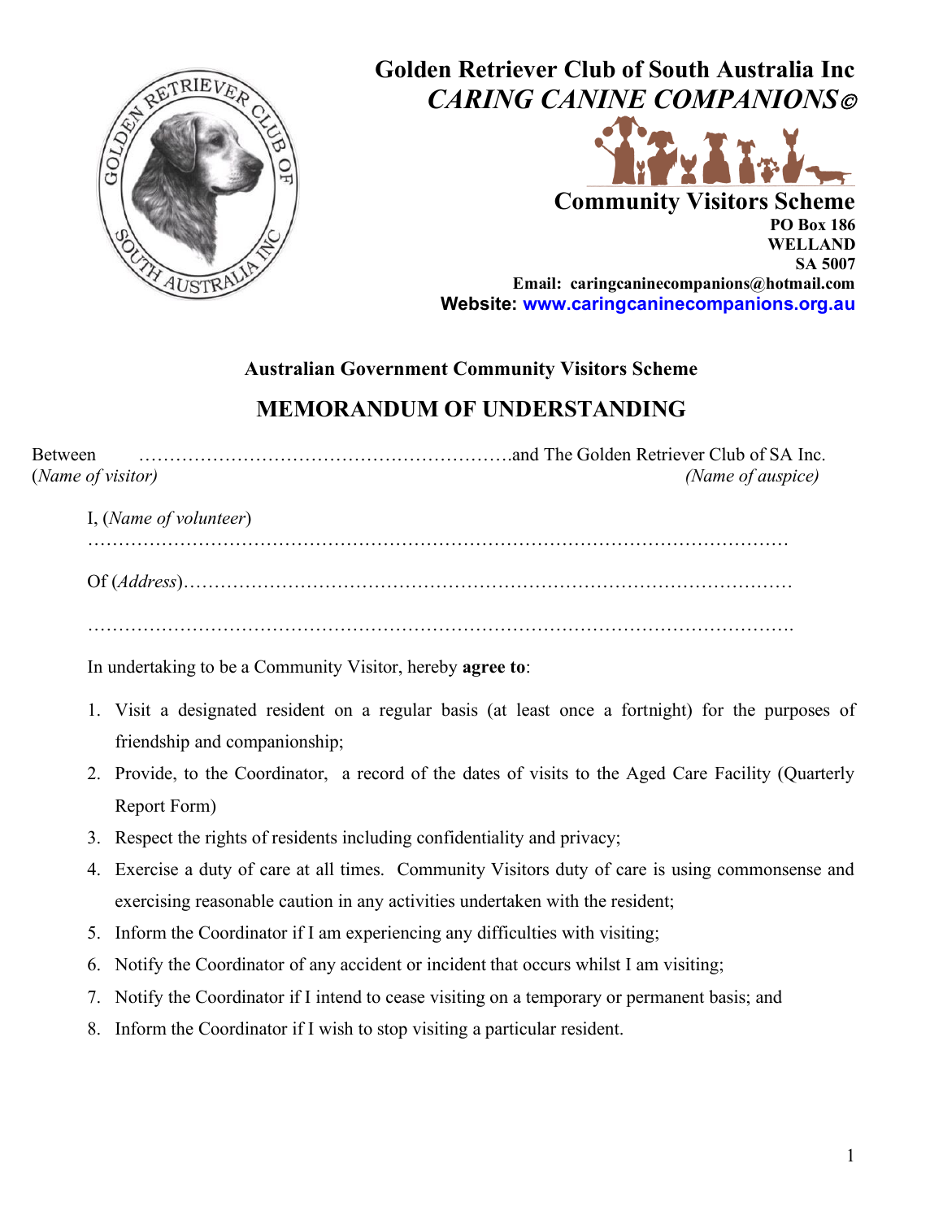# Golden Retriever Club of South Australia Inc

## *CARING CANINE COMPANIONS*©

### Community Visitors Scheme

**PO Box 186**
**WELLAND**
**SA 5007**
**Email: caringcaninecompanions@hotmail.com**
**Website: www.caringcaninecompanions.org.au**

**Australian Government Community Visitors Scheme**

## MEMORANDUM OF UNDERSTANDING

Between ……………………………………………………and The Golden Retriever Club of SA Inc.
(*Name of visitor*) (*Name of auspice*)

I, (*Name of volunteer*)
…………………………………………………………………………………………………

Of (*Address*)…………………………………………………………………………………

………………………………………………………………………………………………….

In undertaking to be a Community Visitor, hereby **agree to**:

1. Visit a designated resident on a regular basis (at least once a fortnight) for the purposes of friendship and companionship;
2. Provide, to the Coordinator, a record of the dates of visits to the Aged Care Facility (Quarterly Report Form)
3. Respect the rights of residents including confidentiality and privacy;
4. Exercise a duty of care at all times. Community Visitors duty of care is using commonsense and exercising reasonable caution in any activities undertaken with the resident;
5. Inform the Coordinator if I am experiencing any difficulties with visiting;
6. Notify the Coordinator of any accident or incident that occurs whilst I am visiting;
7. Notify the Coordinator if I intend to cease visiting on a temporary or permanent basis; and
8. Inform the Coordinator if I wish to stop visiting a particular resident.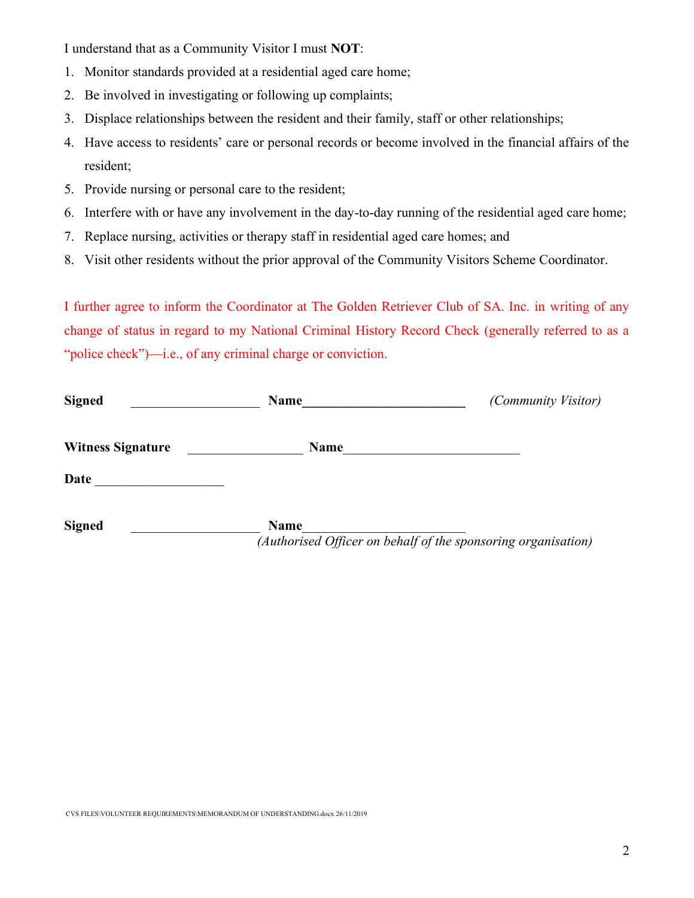I understand that as a Community Visitor I must **NOT**:

1. Monitor standards provided at a residential aged care home;
2. Be involved in investigating or following up complaints;
3. Displace relationships between the resident and their family, staff or other relationships;
4. Have access to residents' care or personal records or become involved in the financial affairs of the resident;
5. Provide nursing or personal care to the resident;
6. Interfere with or have any involvement in the day-to-day running of the residential aged care home;
7. Replace nursing, activities or therapy staff in residential aged care homes; and
8. Visit other residents without the prior approval of the Community Visitors Scheme Coordinator.

I further agree to inform the Coordinator at The Golden Retriever Club of SA. Inc. in writing of any change of status in regard to my National Criminal History Record Check (generally referred to as a "police check")—i.e., of any criminal charge or conviction.

**Signed** ____________________ **Name**________________________ *(Community Visitor)*

**Witness Signature** _________________ **Name**__________________________

**Date** ___________________

**Signed** ____________________ **Name**________________________
*(Authorised Officer on behalf of the sponsoring organisation)*

CVS FILES\VOLUNTEER REQUIREMENTS\MEMORANDUM OF UNDERSTANDING.docx 26/11/2019